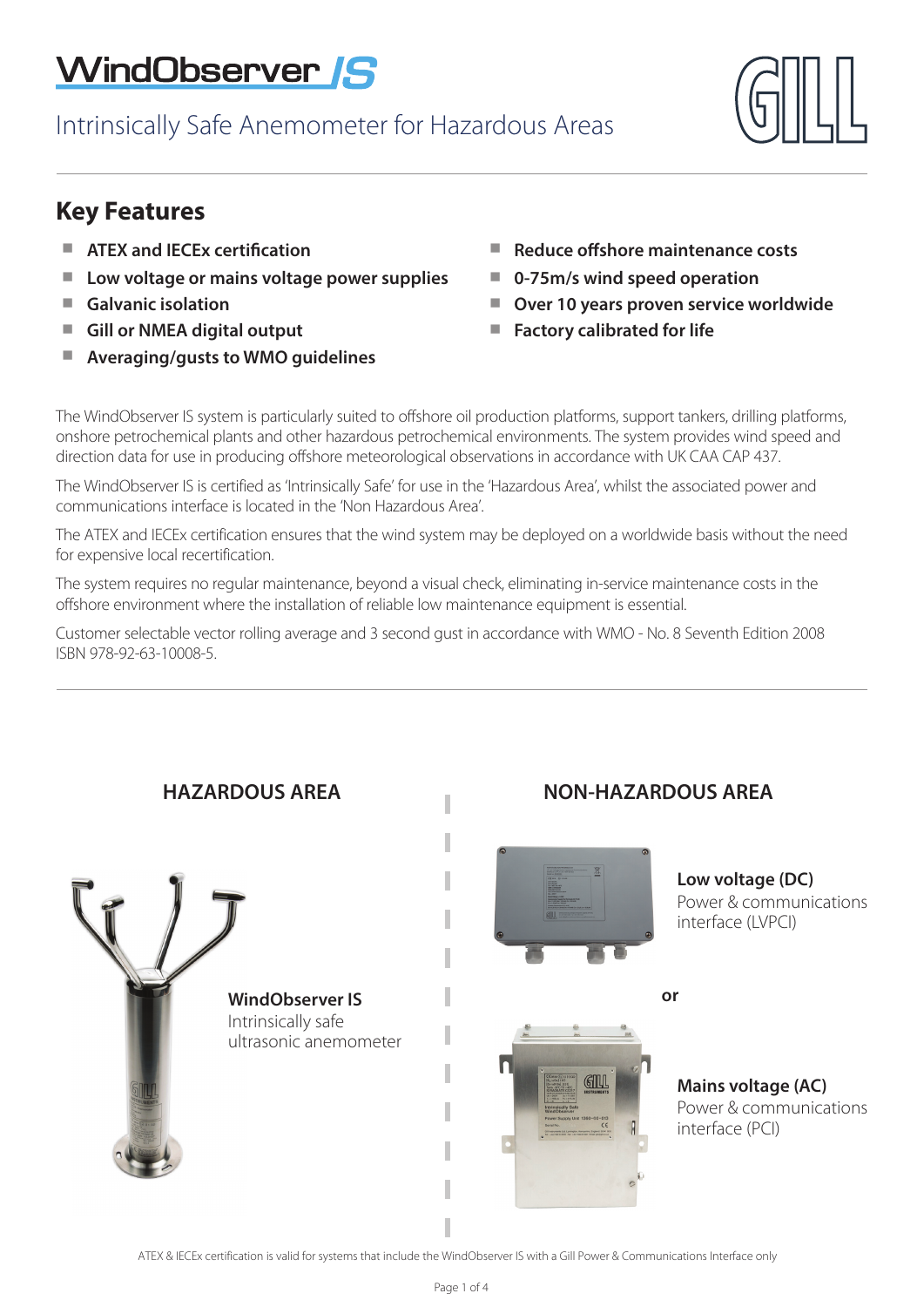# WindObserver IS

## Intrinsically Safe Anemometer for Hazardous Areas

## Key Features

- ATEX and IECEx certification
- Low voltage or mains voltage power supplies
- Galvanic isolation
- Gill or NMEA digital output
- Averaging/gusts to WMO guidelines
- Reduce offshore maintenance costs
- 0-75m/s wind speed operation
- Over 10 years proven service worldwide
- Factory calibrated for life

The WindObserver IS system is particularly suited to offshore oil production platforms, support tankers, drilling platforms, onshore petrochemical plants and other hazardous petrochemical environments. The system provides wind speed and direction data for use in producing offshore meteorological observations in accordance with UK CAA CAP 437.

The WindObserver IS is certified as 'Intrinsically Safe' for use in the 'Hazardous Area', whilst the associated power and communications interface is located in the 'Non Hazardous Area'.

The ATEX and IECEx certification ensures that the wind system may be deployed on a worldwide basis without the need for expensive local recertification.

The system requires no regular maintenance, beyond a visual check, eliminating in-service maintenance costs in the offshore environment where the installation of reliable low maintenance equipment is essential.

Customer selectable vector rolling average and 3 second gust in accordance with WMO - No. 8 Seventh Edition 2008 ISBN 978-92-63-10008-5.

### HAZARDOUS AREA

**WindObserver IS**
Intrinsically safe ultrasonic anemometer

### NON-HAZARDOUS AREA

**Low voltage (DC)**
Power & communications interface (LVPCI)

or

**Mains voltage (AC)**
Power & communications interface (PCI)

ATEX & IECEx certification is valid for systems that include the WindObserver IS with a Gill Power & Communications Interface only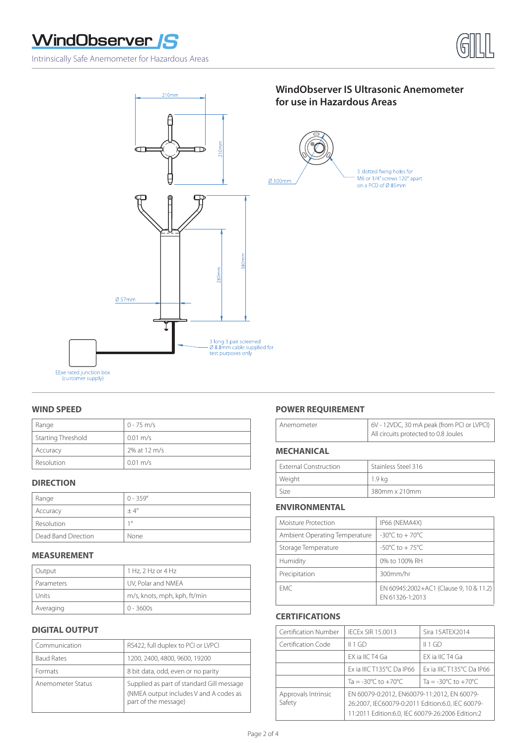# WindObserver IS

Intrinsically Safe Anemometer for Hazardous Areas

## WindObserver IS Ultrasonic Anemometer for use in Hazardous Areas

210mm

210mm

380mm

280mm

Ø 57mm

Ø 100mm

3 slotted fixing holes for M6 or 1/4" screws 120° apart on a PCD of Ø 85mm

3 long 3 pair screened Ø 8.8mm cable supplied for test purposes only

EExe rated junction box (customer supply)

### WIND SPEED

| | |
|---|---|
| Range | 0 - 75 m/s |
| Starting Threshold | 0.01 m/s |
| Accuracy | 2% at 12 m/s |
| Resolution | 0.01 m/s |

### DIRECTION

| | |
|---|---|
| Range | 0 - 359° |
| Accuracy | ± 4° |
| Resolution | 1° |
| Dead Band Direction | None |

### MEASUREMENT

| | |
|---|---|
| Output | 1 Hz, 2 Hz or 4 Hz |
| Parameters | UV, Polar and NMEA |
| Units | m/s, knots, mph, kph, ft/min |
| Averaging | 0 - 3600s |

### DIGITAL OUTPUT

| | |
|---|---|
| Communication | RS422, full duplex to PCI or LVPCI |
| Baud Rates | 1200, 2400, 4800, 9600, 19200 |
| Formats | 8 bit data, odd, even or no parity |
| Anemometer Status | Supplied as part of standard Gill message (NMEA output includes V and A codes as part of the message) |

### POWER REQUIREMENT

| | |
|---|---|
| Anemometer | 6V - 12VDC, 30 mA peak (from PCI or LVPCI) All circuits protected to 0.8 Joules |

### MECHANICAL

| | |
|---|---|
| External Construction | Stainless Steel 316 |
| Weight | 1.9 kg |
| Size | 380mm x 210mm |

### ENVIRONMENTAL

| | |
|---|---|
| Moisture Protection | IP66 (NEMA4X) |
| Ambient Operating Temperature | -30°C to + 70°C |
| Storage Temperature | -50°C to + 75°C |
| Humidity | 0% to 100% RH |
| Precipitation | 300mm/hr |
| EMC | EN 60945:2002+AC1 (Clause 9, 10 & 11.2) EN 61326-1:2013 |

### CERTIFICATIONS

| | | |
|---|---|---|
| Certification Number | IECEx SIR 15.0013 | Sira 15ATEX2014 |
| Certification Code | II 1 GD | II 1 GD |
| | EX ia IIC T4 Ga | EX ia IIC T4 Ga |
| | Ex ia IIIC T135°C Da IP66 | Ex ia IIIC T135°C Da IP66 |
| | Ta = -30°C to +70°C | Ta = -30°C to +70°C |
| Approvals Intrinsic Safety | EN 60079-0:2012, EN60079-11:2012, EN 60079-26:2007, IEC60079-0:2011 Edition:6.0, IEC 60079-11:2011 Edition:6.0, IEC 60079-26:2006 Edition:2 | |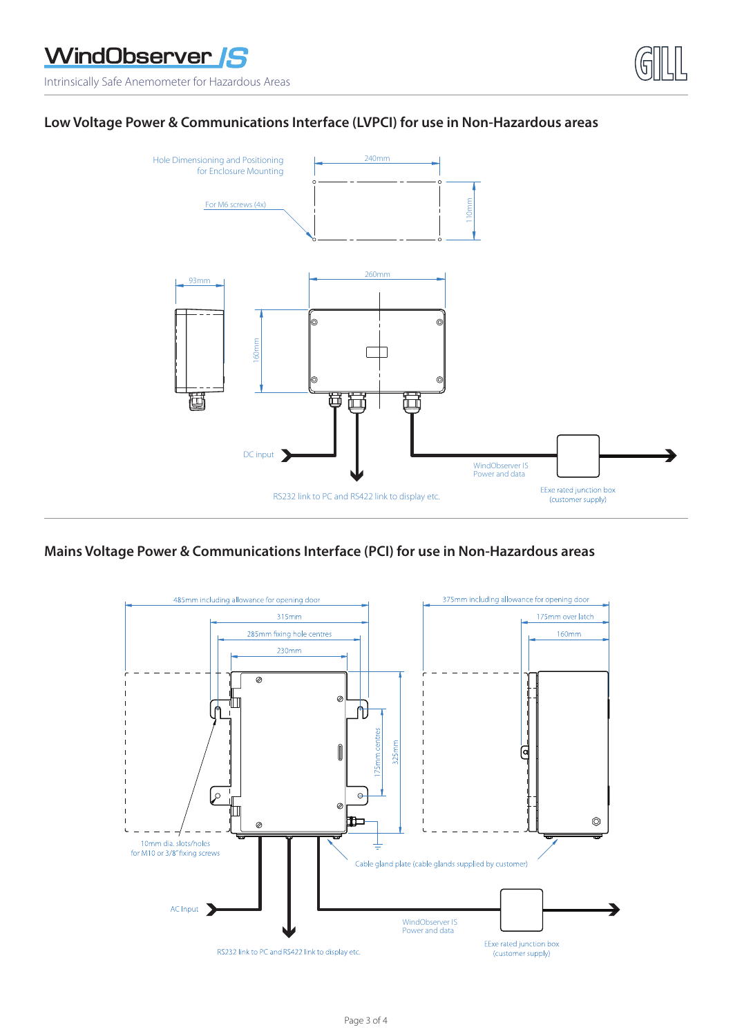## Low Voltage Power & Communications Interface (LVPCI) for use in Non-Hazardous areas

Hole Dimensioning and Positioning for Enclosure Mounting

For M6 screws (4x)

240mm

110mm

93mm

260mm

160mm

DC input

RS232 link to PC and RS422 link to display etc.

WindObserver IS Power and data

EExe rated junction box (customer supply)

## Mains Voltage Power & Communications Interface (PCI) for use in Non-Hazardous areas

485mm including allowance for opening door

315mm

285mm fixing hole centres

230mm

175mm centres

325mm

375mm including allowance for opening door

175mm over latch

160mm

10mm dia. slots/holes for M10 or 3/8" fixing screws

Cable gland plate (cable glands supplied by customer)

AC Input

RS232 link to PC and RS422 link to display etc.

WindObserver IS Power and data

EExe rated junction box (customer supply)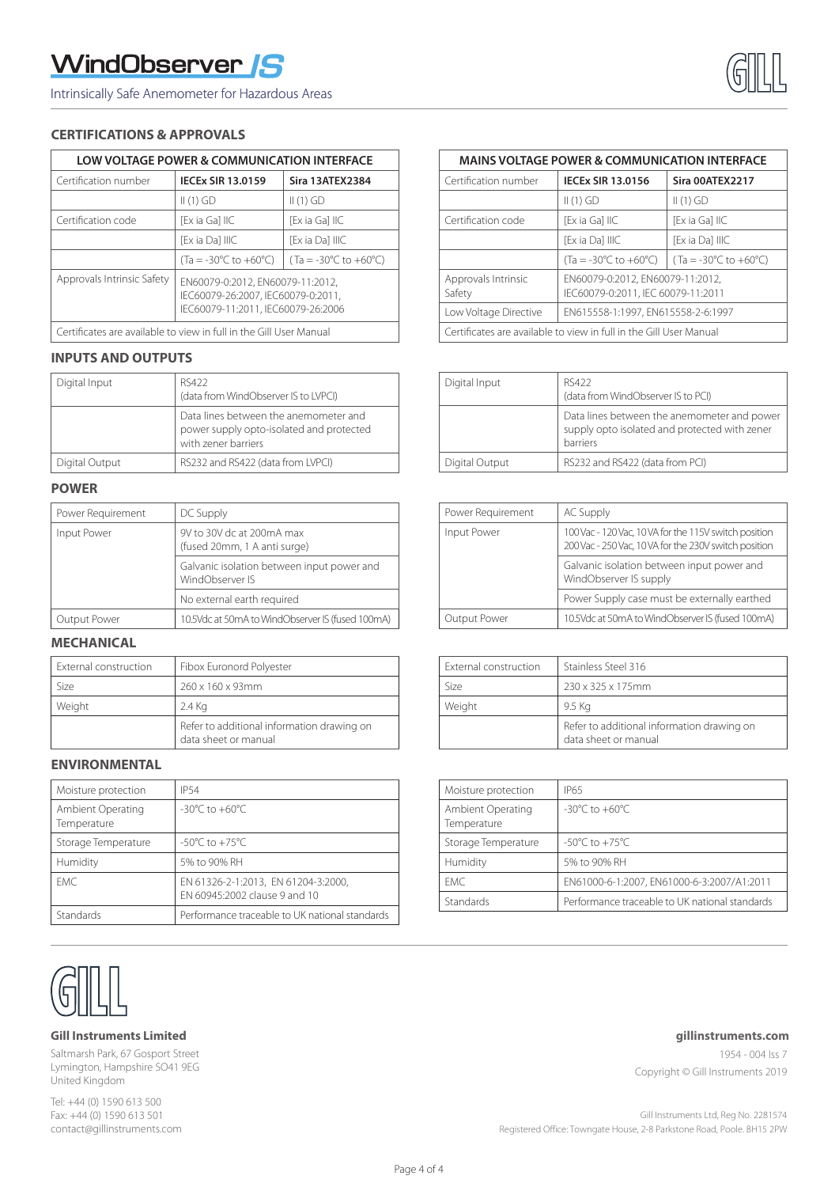# WindObserver IS

Intrinsically Safe Anemometer for Hazardous Areas

## CERTIFICATIONS & APPROVALS

| LOW VOLTAGE POWER & COMMUNICATION INTERFACE | | |
|---|---|---|
| Certification number | **IECEx SIR 13.0159** | **Sira 13ATEX2384** |
| | II (1) GD | II (1) GD |
| Certification code | [Ex ia Ga] IIC | [Ex ia Ga] IIC |
| | [Ex ia Da] IIIC | [Ex ia Da] IIIC |
| | (Ta = -30°C to +60°C) | (Ta = -30°C to +60°C) |
| Approvals Intrinsic Safety | EN60079-0:2012, EN60079-11:2012, IEC60079-26:2007, IEC60079-0:2011, IEC60079-11:2011, IEC60079-26:2006 | |
| Certificates are available to view in full in the Gill User Manual | | |

| MAINS VOLTAGE POWER & COMMUNICATION INTERFACE | | |
|---|---|---|
| Certification number | **IECEx SIR 13.0156** | **Sira 00ATEX2217** |
| | II (1) GD | II (1) GD |
| Certification code | [Ex ia Ga] IIC | [Ex ia Ga] IIC |
| | [Ex ia Da] IIIC | [Ex ia Da] IIIC |
| | (Ta = -30°C to +60°C) | (Ta = -30°C to +60°C) |
| Approvals Intrinsic Safety | EN60079-0:2012, EN60079-11:2012, IEC60079-0:2011, IEC 60079-11:2011 | |
| Low Voltage Directive | EN615558-1:1997, EN615558-2-6:1997 | |
| Certificates are available to view in full in the Gill User Manual | | |

## INPUTS AND OUTPUTS

| | |
|---|---|
| Digital Input | RS422 (data from WindObserver IS to LVPCI) |
| | Data lines between the anemometer and power supply opto-isolated and protected with zener barriers |
| Digital Output | RS232 and RS422 (data from LVPCI) |

| | |
|---|---|
| Digital Input | RS422 (data from WindObserver IS to PCI) |
| | Data lines between the anemometer and power supply opto isolated and protected with zener barriers |
| Digital Output | RS232 and RS422 (data from PCI) |

## POWER

| | |
|---|---|
| Power Requirement | DC Supply |
| Input Power | 9V to 30V dc at 200mA max (fused 20mm, 1 A anti surge) |
| | Galvanic isolation between input power and WindObserver IS |
| | No external earth required |
| Output Power | 10.5Vdc at 50mA to WindObserver IS (fused 100mA) |

| | |
|---|---|
| Power Requirement | AC Supply |
| Input Power | 100 Vac - 120 Vac, 10 VA for the 115V switch position 200 Vac - 250 Vac, 10 VA for the 230V switch position |
| | Galvanic isolation between input power and WindObserver IS supply |
| | Power Supply case must be externally earthed |
| Output Power | 10.5Vdc at 50mA to WindObserver IS (fused 100mA) |

## MECHANICAL

| | |
|---|---|
| External construction | Fibox Euronord Polyester |
| Size | 260 x 160 x 93mm |
| Weight | 2.4 Kg |
| | Refer to additional information drawing on data sheet or manual |

| | |
|---|---|
| External construction | Stainless Steel 316 |
| Size | 230 x 325 x 175mm |
| Weight | 9.5 Kg |
| | Refer to additional information drawing on data sheet or manual |

## ENVIRONMENTAL

| | |
|---|---|
| Moisture protection | IP54 |
| Ambient Operating Temperature | -30°C to +60°C |
| Storage Temperature | -50°C to +75°C |
| Humidity | 5% to 90% RH |
| EMC | EN 61326-2-1:2013, EN 61204-3:2000, EN 60945:2002 clause 9 and 10 |
| Standards | Performance traceable to UK national standards |

| | |
|---|---|
| Moisture protection | IP65 |
| Ambient Operating Temperature | -30°C to +60°C |
| Storage Temperature | -50°C to +75°C |
| Humidity | 5% to 90% RH |
| EMC | EN61000-6-1:2007, EN61000-6-3:2007/A1:2011 |
| Standards | Performance traceable to UK national standards |

**Gill Instruments Limited**

Saltmarsh Park, 67 Gosport Street
Lymington, Hampshire SO41 9EG
United Kingdom

Tel: +44 (0) 1590 613 500
Fax: +44 (0) 1590 613 501
contact@gillinstruments.com

**gillinstruments.com**

1954 - 004 Iss 7
Copyright © Gill Instruments 2019

Gill Instruments Ltd, Reg No. 2281574
Registered Office: Towngate House, 2-8 Parkstone Road, Poole. BH15 2PW